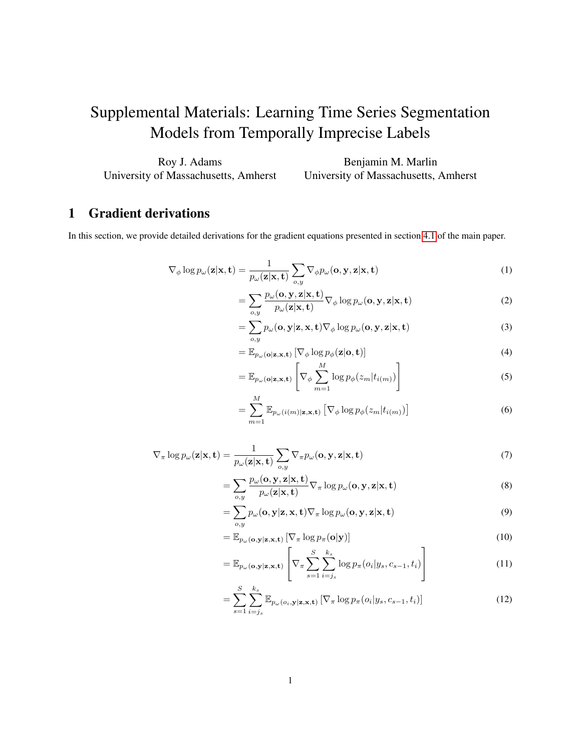# Supplemental Materials: Learning Time Series Segmentation Models from Temporally Imprecise Labels

Roy J. Adams
University of Massachusetts, Amherst

Benjamin M. Marlin
University of Massachusetts, Amherst

## 1 Gradient derivations

In this section, we provide detailed derivations for the gradient equations presented in section 4.1 of the main paper.

$$
\begin{aligned}
\nabla_\phi \log p_\omega(\mathbf{z}|\mathbf{x},\mathbf{t}) &= \frac{1}{p_\omega(\mathbf{z}|\mathbf{x},\mathbf{t})} \sum_{o,y} \nabla_\phi p_\omega(\mathbf{o},\mathbf{y},\mathbf{z}|\mathbf{x},\mathbf{t}) && (1)\\
&= \sum_{o,y} \frac{p_\omega(\mathbf{o},\mathbf{y},\mathbf{z}|\mathbf{x},\mathbf{t})}{p_\omega(\mathbf{z}|\mathbf{x},\mathbf{t})} \nabla_\phi \log p_\omega(\mathbf{o},\mathbf{y},\mathbf{z}|\mathbf{x},\mathbf{t}) && (2)\\
&= \sum_{o,y} p_\omega(\mathbf{o},\mathbf{y}|\mathbf{z},\mathbf{x},\mathbf{t}) \nabla_\phi \log p_\omega(\mathbf{o},\mathbf{y},\mathbf{z}|\mathbf{x},\mathbf{t}) && (3)\\
&= \mathbb{E}_{p_\omega(\mathbf{o}|\mathbf{z},\mathbf{x},\mathbf{t})}\left[\nabla_\phi \log p_\phi(\mathbf{z}|\mathbf{o},\mathbf{t})\right] && (4)\\
&= \mathbb{E}_{p_\omega(\mathbf{o}|\mathbf{z},\mathbf{x},\mathbf{t})}\left[\nabla_\phi \sum_{m=1}^{M} \log p_\phi(z_m|t_{i(m)})\right] && (5)\\
&= \sum_{m=1}^{M} \mathbb{E}_{p_\omega(i(m)|\mathbf{z},\mathbf{x},\mathbf{t})}\left[\nabla_\phi \log p_\phi(z_m|t_{i(m)})\right] && (6)
\end{aligned}
$$

$$
\begin{aligned}
\nabla_\pi \log p_\omega(\mathbf{z}|\mathbf{x},\mathbf{t}) &= \frac{1}{p_\omega(\mathbf{z}|\mathbf{x},\mathbf{t})} \sum_{o,y} \nabla_\pi p_\omega(\mathbf{o},\mathbf{y},\mathbf{z}|\mathbf{x},\mathbf{t}) && (7)\\
&= \sum_{o,y} \frac{p_\omega(\mathbf{o},\mathbf{y},\mathbf{z}|\mathbf{x},\mathbf{t})}{p_\omega(\mathbf{z}|\mathbf{x},\mathbf{t})} \nabla_\pi \log p_\omega(\mathbf{o},\mathbf{y},\mathbf{z}|\mathbf{x},\mathbf{t}) && (8)\\
&= \sum_{o,y} p_\omega(\mathbf{o},\mathbf{y}|\mathbf{z},\mathbf{x},\mathbf{t}) \nabla_\pi \log p_\omega(\mathbf{o},\mathbf{y},\mathbf{z}|\mathbf{x},\mathbf{t}) && (9)\\
&= \mathbb{E}_{p_\omega(\mathbf{o},\mathbf{y}|\mathbf{z},\mathbf{x},\mathbf{t})}\left[\nabla_\pi \log p_\pi(\mathbf{o}|\mathbf{y})\right] && (10)\\
&= \mathbb{E}_{p_\omega(\mathbf{o},\mathbf{y}|\mathbf{z},\mathbf{x},\mathbf{t})}\left[\nabla_\pi \sum_{s=1}^{S} \sum_{i=j_s}^{k_s} \log p_\pi(o_i|y_s, c_{s-1}, t_i)\right] && (11)\\
&= \sum_{s=1}^{S} \sum_{i=j_s}^{k_s} \mathbb{E}_{p_\omega(o_i,\mathbf{y}|\mathbf{z},\mathbf{x},\mathbf{t})}\left[\nabla_\pi \log p_\pi(o_i|y_s, c_{s-1}, t_i)\right] && (12)
\end{aligned}
$$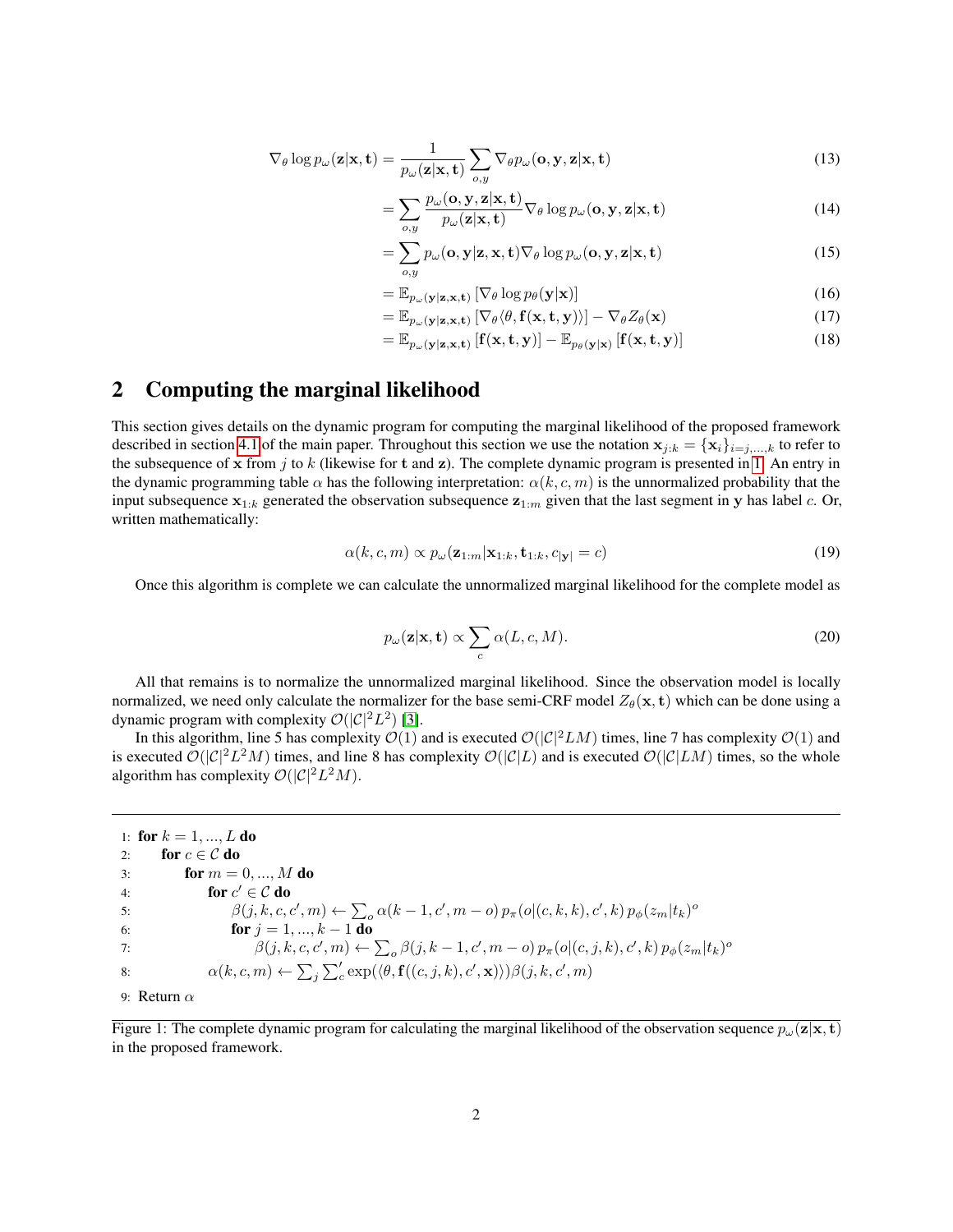$$\nabla_\theta \log p_\omega(\mathbf{z}|\mathbf{x}, \mathbf{t}) = \frac{1}{p_\omega(\mathbf{z}|\mathbf{x}, \mathbf{t})} \sum_{o,y} \nabla_\theta p_\omega(\mathbf{o}, \mathbf{y}, \mathbf{z}|\mathbf{x}, \mathbf{t}) \tag{13}$$

$$= \sum_{o,y} \frac{p_\omega(\mathbf{o}, \mathbf{y}, \mathbf{z}|\mathbf{x}, \mathbf{t})}{p_\omega(\mathbf{z}|\mathbf{x}, \mathbf{t})} \nabla_\theta \log p_\omega(\mathbf{o}, \mathbf{y}, \mathbf{z}|\mathbf{x}, \mathbf{t}) \tag{14}$$

$$= \sum_{o,y} p_\omega(\mathbf{o}, \mathbf{y}|\mathbf{z}, \mathbf{x}, \mathbf{t}) \nabla_\theta \log p_\omega(\mathbf{o}, \mathbf{y}, \mathbf{z}|\mathbf{x}, \mathbf{t}) \tag{15}$$

$$= \mathbb{E}_{p_\omega(\mathbf{y}|\mathbf{z},\mathbf{x},\mathbf{t})} \left[ \nabla_\theta \log p_\theta(\mathbf{y}|\mathbf{x}) \right] \tag{16}$$

$$= \mathbb{E}_{p_\omega(\mathbf{y}|\mathbf{z},\mathbf{x},\mathbf{t})} \left[ \nabla_\theta \langle \theta, \mathbf{f}(\mathbf{x}, \mathbf{t}, \mathbf{y}) \rangle \right] - \nabla_\theta Z_\theta(\mathbf{x}) \tag{17}$$

$$= \mathbb{E}_{p_\omega(\mathbf{y}|\mathbf{z},\mathbf{x},\mathbf{t})} \left[ \mathbf{f}(\mathbf{x}, \mathbf{t}, \mathbf{y}) \right] - \mathbb{E}_{p_\theta(\mathbf{y}|\mathbf{x})} \left[ \mathbf{f}(\mathbf{x}, \mathbf{t}, \mathbf{y}) \right] \tag{18}$$

# 2 Computing the marginal likelihood

This section gives details on the dynamic program for computing the marginal likelihood of the proposed framework described in section 4.1 of the main paper. Throughout this section we use the notation $\mathbf{x}_{j:k} = \{\mathbf{x}_i\}_{i=j,...,k}$ to refer to the subsequence of $\mathbf{x}$ from $j$ to $k$ (likewise for $\mathbf{t}$ and $\mathbf{z}$). The complete dynamic program is presented in 1. An entry in the dynamic programming table $\alpha$ has the following interpretation: $\alpha(k, c, m)$ is the unnormalized probability that the input subsequence $\mathbf{x}_{1:k}$ generated the observation subsequence $\mathbf{z}_{1:m}$ given that the last segment in $\mathbf{y}$ has label $c$. Or, written mathematically:

$$\alpha(k, c, m) \propto p_\omega(\mathbf{z}_{1:m}|\mathbf{x}_{1:k}, \mathbf{t}_{1:k}, c_{|\mathbf{y}|} = c) \tag{19}$$

Once this algorithm is complete we can calculate the unnormalized marginal likelihood for the complete model as

$$p_\omega(\mathbf{z}|\mathbf{x}, \mathbf{t}) \propto \sum_c \alpha(L, c, M). \tag{20}$$

All that remains is to normalize the unnormalized marginal likelihood. Since the observation model is locally normalized, we need only calculate the normalizer for the base semi-CRF model $Z_\theta(\mathbf{x}, \mathbf{t})$ which can be done using a dynamic program with complexity $\mathcal{O}(|\mathcal{C}|^2 L^2)$ [3].

In this algorithm, line 5 has complexity $\mathcal{O}(1)$ and is executed $\mathcal{O}(|\mathcal{C}|^2 LM)$ times, line 7 has complexity $\mathcal{O}(1)$ and is executed $\mathcal{O}(|\mathcal{C}|^2 L^2 M)$ times, and line 8 has complexity $\mathcal{O}(|\mathcal{C}|L)$ and is executed $\mathcal{O}(|\mathcal{C}|LM)$ times, so the whole algorithm has complexity $\mathcal{O}(|\mathcal{C}|^2 L^2 M)$.

```
1: for k = 1, ..., L do
2:     for c ∈ C do
3:         for m = 0, ..., M do
4:             for c' ∈ C do
5:                 β(j, k, c, c', m) ← Σ_o α(k − 1, c', m − o) p_π(o|(c, k, k), c', k) p_φ(z_m|t_k)^o
6:                 for j = 1, ..., k − 1 do
7:                     β(j, k, c, c', m) ← Σ_o β(j, k − 1, c', m − o) p_π(o|(c, j, k), c', k) p_φ(z_m|t_k)^o
8:             α(k, c, m) ← Σ_j Σ'_c exp(⟨θ, f((c, j, k), c', x)⟩)β(j, k, c', m)
9: Return α
```

Figure 1: The complete dynamic program for calculating the marginal likelihood of the observation sequence $p_\omega(\mathbf{z}|\mathbf{x}, \mathbf{t})$ in the proposed framework.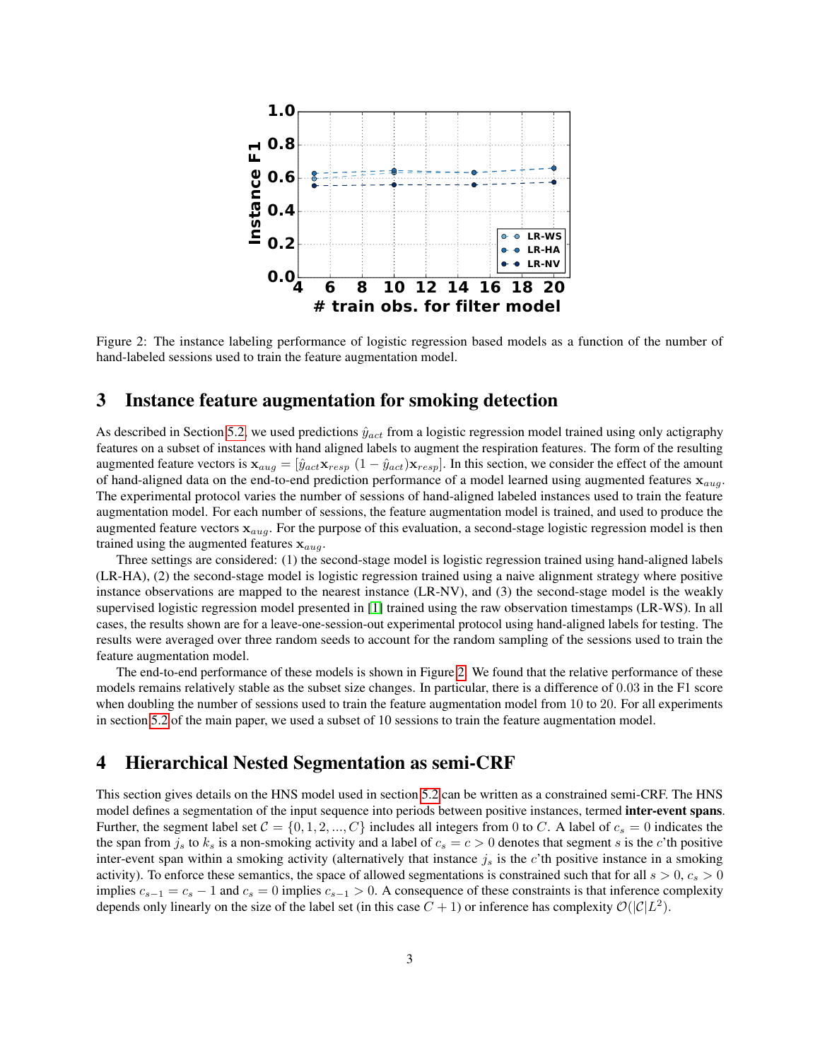Figure 2: The instance labeling performance of logistic regression based models as a function of the number of hand-labeled sessions used to train the feature augmentation model.

## 3 Instance feature augmentation for smoking detection

As described in Section 5.2, we used predictions $\hat{y}_{act}$ from a logistic regression model trained using only actigraphy features on a subset of instances with hand aligned labels to augment the respiration features. The form of the resulting augmented feature vectors is $\mathbf{x}_{aug} = [\hat{y}_{act}\mathbf{x}_{resp}\ (1 - \hat{y}_{act})\mathbf{x}_{resp}]$. In this section, we consider the effect of the amount of hand-aligned data on the end-to-end prediction performance of a model learned using augmented features $\mathbf{x}_{aug}$. The experimental protocol varies the number of sessions of hand-aligned labeled instances used to train the feature augmentation model. For each number of sessions, the feature augmentation model is trained, and used to produce the augmented feature vectors $\mathbf{x}_{aug}$. For the purpose of this evaluation, a second-stage logistic regression model is then trained using the augmented features $\mathbf{x}_{aug}$.

Three settings are considered: (1) the second-stage model is logistic regression trained using hand-aligned labels (LR-HA), (2) the second-stage model is logistic regression trained using a naive alignment strategy where positive instance observations are mapped to the nearest instance (LR-NV), and (3) the second-stage model is the weakly supervised logistic regression model presented in [1] trained using the raw observation timestamps (LR-WS). In all cases, the results shown are for a leave-one-session-out experimental protocol using hand-aligned labels for testing. The results were averaged over three random seeds to account for the random sampling of the sessions used to train the feature augmentation model.

The end-to-end performance of these models is shown in Figure 2. We found that the relative performance of these models remains relatively stable as the subset size changes. In particular, there is a difference of 0.03 in the F1 score when doubling the number of sessions used to train the feature augmentation model from 10 to 20. For all experiments in section 5.2 of the main paper, we used a subset of 10 sessions to train the feature augmentation model.

## 4 Hierarchical Nested Segmentation as semi-CRF

This section gives details on the HNS model used in section 5.2 can be written as a constrained semi-CRF. The HNS model defines a segmentation of the input sequence into periods between positive instances, termed **inter-event spans**. Further, the segment label set $\mathcal{C} = \{0, 1, 2, ..., C\}$ includes all integers from 0 to $C$. A label of $c_s = 0$ indicates the the span from $j_s$ to $k_s$ is a non-smoking activity and a label of $c_s = c > 0$ denotes that segment $s$ is the $c$'th positive inter-event span within a smoking activity (alternatively that instance $j_s$ is the $c$'th positive instance in a smoking activity). To enforce these semantics, the space of allowed segmentations is constrained such that for all $s > 0$, $c_s > 0$ implies $c_{s-1} = c_s - 1$ and $c_s = 0$ implies $c_{s-1} > 0$. A consequence of these constraints is that inference complexity depends only linearly on the size of the label set (in this case $C + 1$) or inference has complexity $\mathcal{O}(|\mathcal{C}|L^2)$.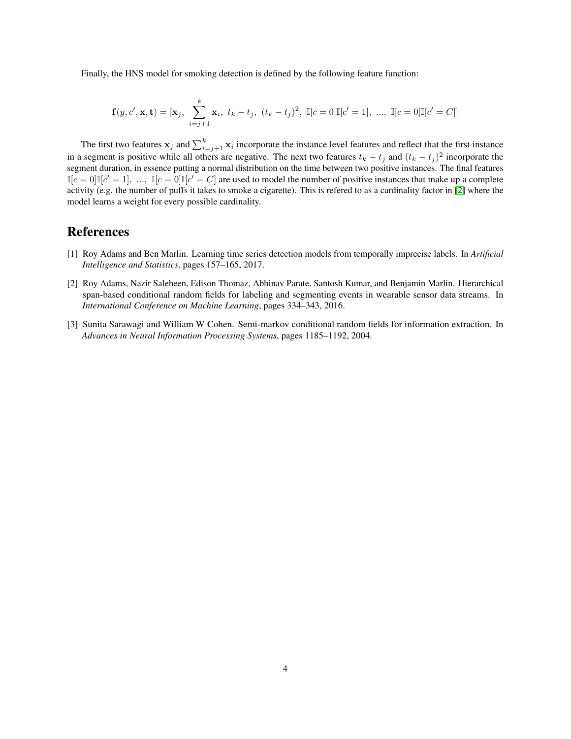Finally, the HNS model for smoking detection is defined by the following feature function:

$$\mathbf{f}(y, c', \mathbf{x}, \mathbf{t}) = [\mathbf{x}_j,\ \sum_{i=j+1}^{k} \mathbf{x}_i,\ t_k - t_j,\ (t_k - t_j)^2,\ \mathbb{I}[c=0]\mathbb{I}[c'=1],\ ...,\ \mathbb{I}[c=0]\mathbb{I}[c'=C]]$$

The first two features $\mathbf{x}_j$ and $\sum_{i=j+1}^{k} \mathbf{x}_i$ incorporate the instance level features and reflect that the first instance in a segment is positive while all others are negative. The next two features $t_k - t_j$ and $(t_k - t_j)^2$ incorporate the segment duration, in essence putting a normal distribution on the time between two positive instances. The final features $\mathbb{I}[c=0]\mathbb{I}[c'=1],\ ...,\ \mathbb{I}[c=0]\mathbb{I}[c'=C]$ are used to model the number of positive instances that make up a complete activity (e.g. the number of puffs it takes to smoke a cigarette). This is refered to as a cardinality factor in [2] where the model learns a weight for every possible cardinality.

# References

[1] Roy Adams and Ben Marlin. Learning time series detection models from temporally imprecise labels. In *Artificial Intelligence and Statistics*, pages 157–165, 2017.

[2] Roy Adams, Nazir Saleheen, Edison Thomaz, Abhinav Parate, Santosh Kumar, and Benjamin Marlin. Hierarchical span-based conditional random fields for labeling and segmenting events in wearable sensor data streams. In *International Conference on Machine Learning*, pages 334–343, 2016.

[3] Sunita Sarawagi and William W Cohen. Semi-markov conditional random fields for information extraction. In *Advances in Neural Information Processing Systems*, pages 1185–1192, 2004.